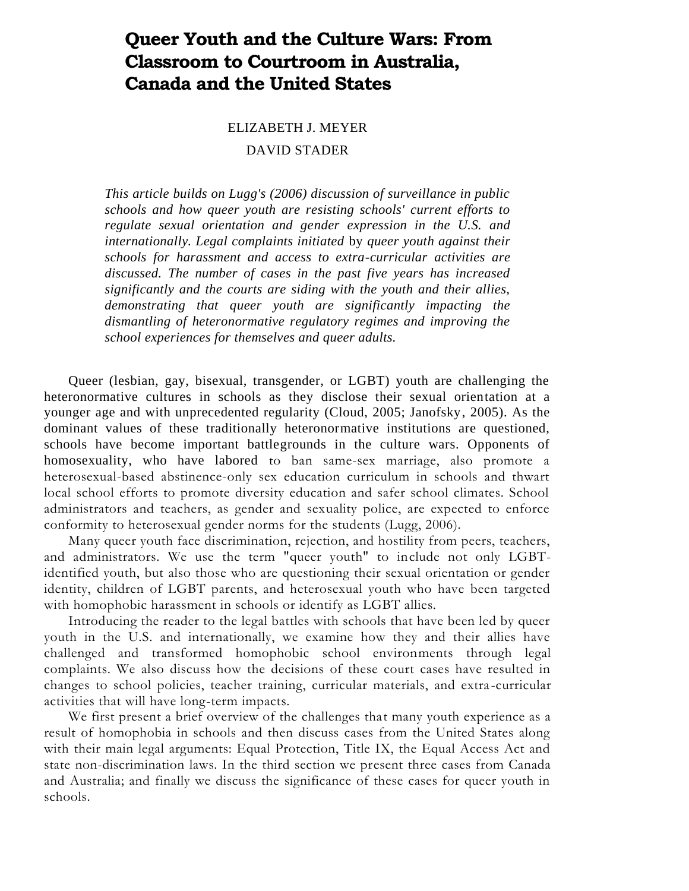# Queer Youth and the Culture Wars: From Classroom to Courtroom in Australia, Canada and the United States

ELIZABETH J. MEYER

DAVID STADER

*This article builds on Lugg's (2006) discussion of surveillance in public schools and how queer youth are resisting schools' current efforts to regulate sexual orientation and gender expression in the U.S. and internationally. Legal complaints initiated* by *queer youth against their schools for harassment and access to extra-curricular activities are discussed. The number of cases in the past five years has increased significantly and the courts are siding with the youth and their allies, demonstrating that queer youth are significantly impacting the dismantling of heteronormative regulatory regimes and improving the school experiences for themselves and queer adults.*

Queer (lesbian, gay, bisexual, transgender, or LGBT) youth are challenging the heteronormative cultures in schools as they disclose their sexual orientation at a younger age and with unprecedented regularity (Cloud, 2005; Janofsky, 2005). As the dominant values of these traditionally heteronormative institutions are questioned, schools have become important battlegrounds in the culture wars. Opponents of homosexuality, who have labored to ban same-sex marriage, also promote a heterosexual-based abstinence-only sex education curriculum in schools and thwart local school efforts to promote diversity education and safer school climates. School administrators and teachers, as gender and sexuality police, are expected to enforce conformity to heterosexual gender norms for the students (Lugg, 2006).

Many queer youth face discrimination, rejection, and hostility from peers, teachers, and administrators. We use the term "queer youth" to include not only LGBT-identified youth, but also those who are questioning their sexual orientation or gender identity, children of LGBT parents, and heterosexual youth who have been targeted with homophobic harassment in schools or identify as LGBT allies.

Introducing the reader to the legal battles with schools that have been led by queer youth in the U.S. and internationally, we examine how they and their allies have challenged and transformed homophobic school environments through legal complaints. We also discuss how the decisions of these court cases have resulted in changes to school policies, teacher training, curricular materials, and extra-curricular activities that will have long-term impacts.

We first present a brief overview of the challenges that many youth experience as a result of homophobia in schools and then discuss cases from the United States along with their main legal arguments: Equal Protection, Title IX, the Equal Access Act and state non-discrimination laws. In the third section we present three cases from Canada and Australia; and finally we discuss the significance of these cases for queer youth in schools.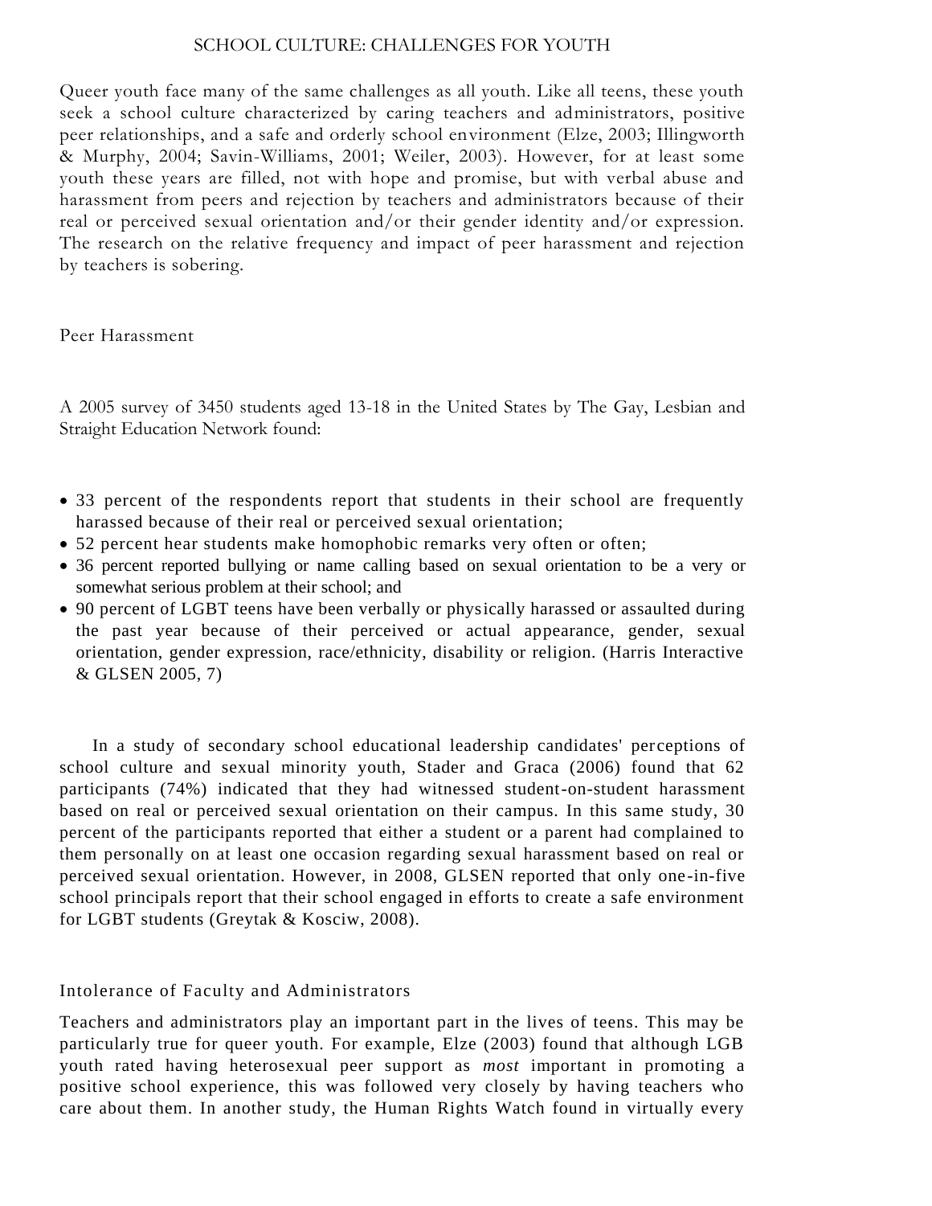## SCHOOL CULTURE: CHALLENGES FOR YOUTH

Queer youth face many of the same challenges as all youth. Like all teens, these youth seek a school culture characterized by caring teachers and administrators, positive peer relationships, and a safe and orderly school environment (Elze, 2003; Illingworth & Murphy, 2004; Savin-Williams, 2001; Weiler, 2003). However, for at least some youth these years are filled, not with hope and promise, but with verbal abuse and harassment from peers and rejection by teachers and administrators because of their real or perceived sexual orientation and/or their gender identity and/or expression. The research on the relative frequency and impact of peer harassment and rejection by teachers is sobering.

### Peer Harassment

A 2005 survey of 3450 students aged 13-18 in the United States by The Gay, Lesbian and Straight Education Network found:

- 33 percent of the respondents report that students in their school are frequently harassed because of their real or perceived sexual orientation;
- 52 percent hear students make homophobic remarks very often or often;
- 36 percent reported bullying or name calling based on sexual orientation to be a very or somewhat serious problem at their school; and
- 90 percent of LGBT teens have been verbally or physically harassed or assaulted during the past year because of their perceived or actual appearance, gender, sexual orientation, gender expression, race/ethnicity, disability or religion. (Harris Interactive & GLSEN 2005, 7)

In a study of secondary school educational leadership candidates' perceptions of school culture and sexual minority youth, Stader and Graca (2006) found that 62 participants (74%) indicated that they had witnessed student-on-student harassment based on real or perceived sexual orientation on their campus. In this same study, 30 percent of the participants reported that either a student or a parent had complained to them personally on at least one occasion regarding sexual harassment based on real or perceived sexual orientation. However, in 2008, GLSEN reported that only one-in-five school principals report that their school engaged in efforts to create a safe environment for LGBT students (Greytak & Kosciw, 2008).

### Intolerance of Faculty and Administrators

Teachers and administrators play an important part in the lives of teens. This may be particularly true for queer youth. For example, Elze (2003) found that although LGB youth rated having heterosexual peer support as *most* important in promoting a positive school experience, this was followed very closely by having teachers who care about them. In another study, the Human Rights Watch found in virtually every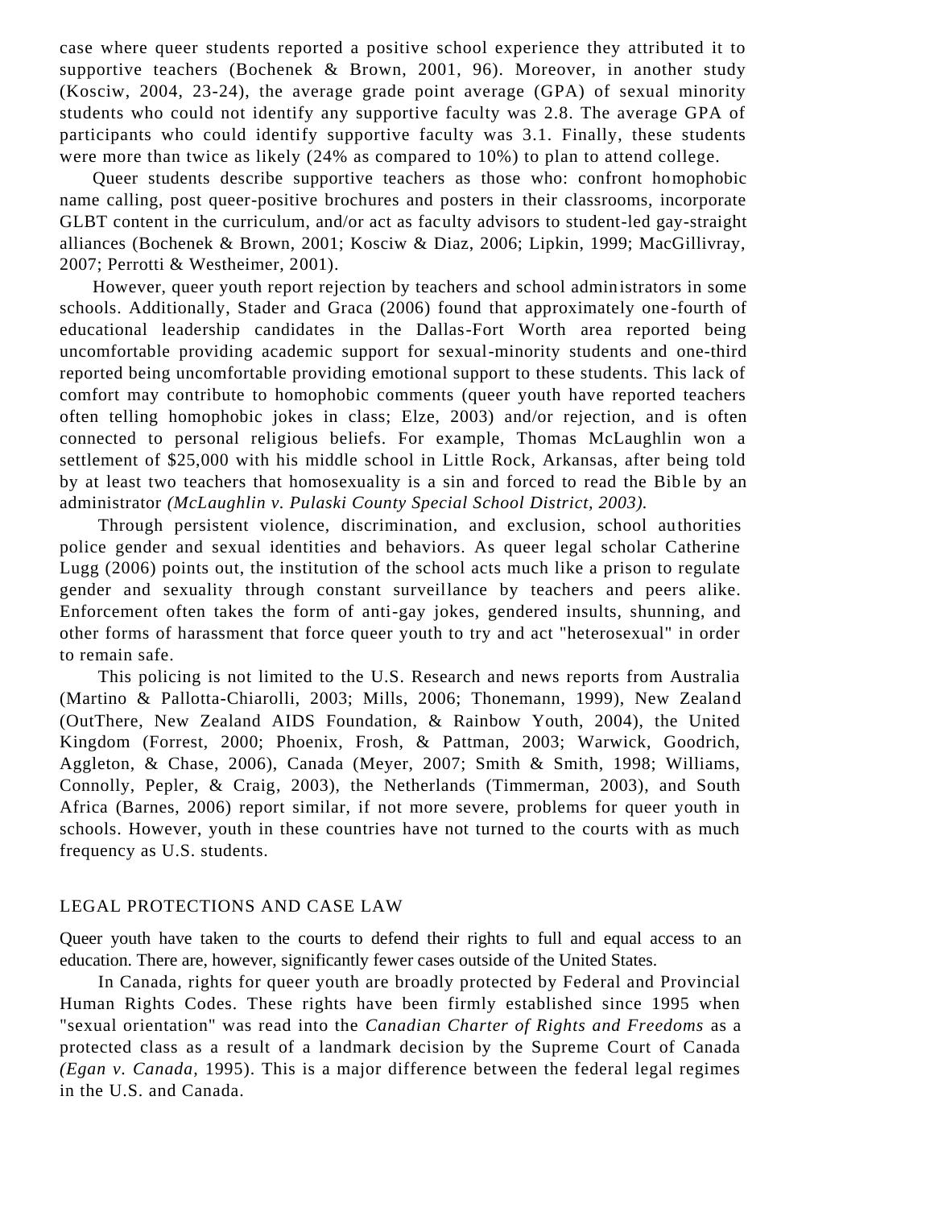case where queer students reported a positive school experience they attributed it to supportive teachers (Bochenek & Brown, 2001, 96). Moreover, in another study (Kosciw, 2004, 23-24), the average grade point average (GPA) of sexual minority students who could not identify any supportive faculty was 2.8. The average GPA of participants who could identify supportive faculty was 3.1. Finally, these students were more than twice as likely (24% as compared to 10%) to plan to attend college.

Queer students describe supportive teachers as those who: confront homophobic name calling, post queer-positive brochures and posters in their classrooms, incorporate GLBT content in the curriculum, and/or act as faculty advisors to student-led gay-straight alliances (Bochenek & Brown, 2001; Kosciw & Diaz, 2006; Lipkin, 1999; MacGillivray, 2007; Perrotti & Westheimer, 2001).

However, queer youth report rejection by teachers and school administrators in some schools. Additionally, Stader and Graca (2006) found that approximately one-fourth of educational leadership candidates in the Dallas-Fort Worth area reported being uncomfortable providing academic support for sexual-minority students and one-third reported being uncomfortable providing emotional support to these students. This lack of comfort may contribute to homophobic comments (queer youth have reported teachers often telling homophobic jokes in class; Elze, 2003) and/or rejection, and is often connected to personal religious beliefs. For example, Thomas McLaughlin won a settlement of $25,000 with his middle school in Little Rock, Arkansas, after being told by at least two teachers that homosexuality is a sin and forced to read the Bible by an administrator *(McLaughlin v. Pulaski County Special School District, 2003).*

Through persistent violence, discrimination, and exclusion, school authorities police gender and sexual identities and behaviors. As queer legal scholar Catherine Lugg (2006) points out, the institution of the school acts much like a prison to regulate gender and sexuality through constant surveillance by teachers and peers alike. Enforcement often takes the form of anti-gay jokes, gendered insults, shunning, and other forms of harassment that force queer youth to try and act "heterosexual" in order to remain safe.

This policing is not limited to the U.S. Research and news reports from Australia (Martino & Pallotta-Chiarolli, 2003; Mills, 2006; Thonemann, 1999), New Zealand (OutThere, New Zealand AIDS Foundation, & Rainbow Youth, 2004), the United Kingdom (Forrest, 2000; Phoenix, Frosh, & Pattman, 2003; Warwick, Goodrich, Aggleton, & Chase, 2006), Canada (Meyer, 2007; Smith & Smith, 1998; Williams, Connolly, Pepler, & Craig, 2003), the Netherlands (Timmerman, 2003), and South Africa (Barnes, 2006) report similar, if not more severe, problems for queer youth in schools. However, youth in these countries have not turned to the courts with as much frequency as U.S. students.

## LEGAL PROTECTIONS AND CASE LAW

Queer youth have taken to the courts to defend their rights to full and equal access to an education. There are, however, significantly fewer cases outside of the United States.

In Canada, rights for queer youth are broadly protected by Federal and Provincial Human Rights Codes. These rights have been firmly established since 1995 when "sexual orientation" was read into the *Canadian Charter of Rights and Freedoms* as a protected class as a result of a landmark decision by the Supreme Court of Canada *(Egan v. Canada,* 1995). This is a major difference between the federal legal regimes in the U.S. and Canada.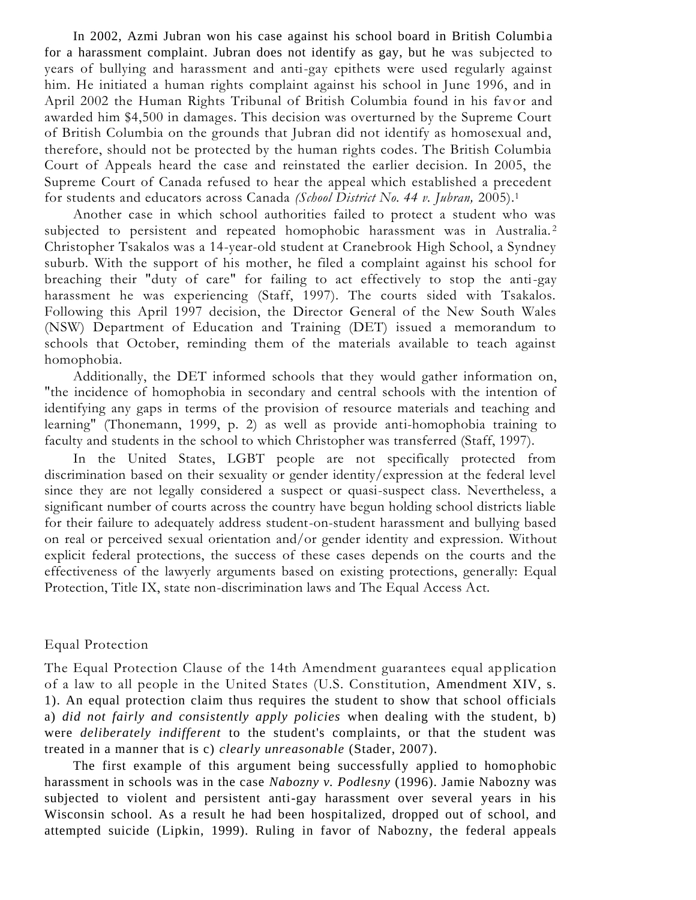In 2002, Azmi Jubran won his case against his school board in British Columbia for a harassment complaint. Jubran does not identify as gay, but he was subjected to years of bullying and harassment and anti-gay epithets were used regularly against him. He initiated a human rights complaint against his school in June 1996, and in April 2002 the Human Rights Tribunal of British Columbia found in his favor and awarded him $4,500 in damages. This decision was overturned by the Supreme Court of British Columbia on the grounds that Jubran did not identify as homosexual and, therefore, should not be protected by the human rights codes. The British Columbia Court of Appeals heard the case and reinstated the earlier decision. In 2005, the Supreme Court of Canada refused to hear the appeal which established a precedent for students and educators across Canada *(School District No. 44 v. Jubran,* 2005).[1]

Another case in which school authorities failed to protect a student who was subjected to persistent and repeated homophobic harassment was in Australia.[2] Christopher Tsakalos was a 14-year-old student at Cranebrook High School, a Syndney suburb. With the support of his mother, he filed a complaint against his school for breaching their "duty of care" for failing to act effectively to stop the anti-gay harassment he was experiencing (Staff, 1997). The courts sided with Tsakalos. Following this April 1997 decision, the Director General of the New South Wales (NSW) Department of Education and Training (DET) issued a memorandum to schools that October, reminding them of the materials available to teach against homophobia.

Additionally, the DET informed schools that they would gather information on, "the incidence of homophobia in secondary and central schools with the intention of identifying any gaps in terms of the provision of resource materials and teaching and learning" (Thonemann, 1999, p. 2) as well as provide anti-homophobia training to faculty and students in the school to which Christopher was transferred (Staff, 1997).

In the United States, LGBT people are not specifically protected from discrimination based on their sexuality or gender identity/expression at the federal level since they are not legally considered a suspect or quasi-suspect class. Nevertheless, a significant number of courts across the country have begun holding school districts liable for their failure to adequately address student-on-student harassment and bullying based on real or perceived sexual orientation and/or gender identity and expression. Without explicit federal protections, the success of these cases depends on the courts and the effectiveness of the lawyerly arguments based on existing protections, generally: Equal Protection, Title IX, state non-discrimination laws and The Equal Access Act.

## Equal Protection

The Equal Protection Clause of the 14th Amendment guarantees equal application of a law to all people in the United States (U.S. Constitution, Amendment XIV, s. 1). An equal protection claim thus requires the student to show that school officials a) *did not fairly and consistently apply policies* when dealing with the student, b) were *deliberately indifferent* to the student's complaints, or that the student was treated in a manner that is c) *clearly unreasonable* (Stader, 2007).

The first example of this argument being successfully applied to homophobic harassment in schools was in the case *Nabozny v. Podlesny* (1996). Jamie Nabozny was subjected to violent and persistent anti-gay harassment over several years in his Wisconsin school. As a result he had been hospitalized, dropped out of school, and attempted suicide (Lipkin, 1999). Ruling in favor of Nabozny, the federal appeals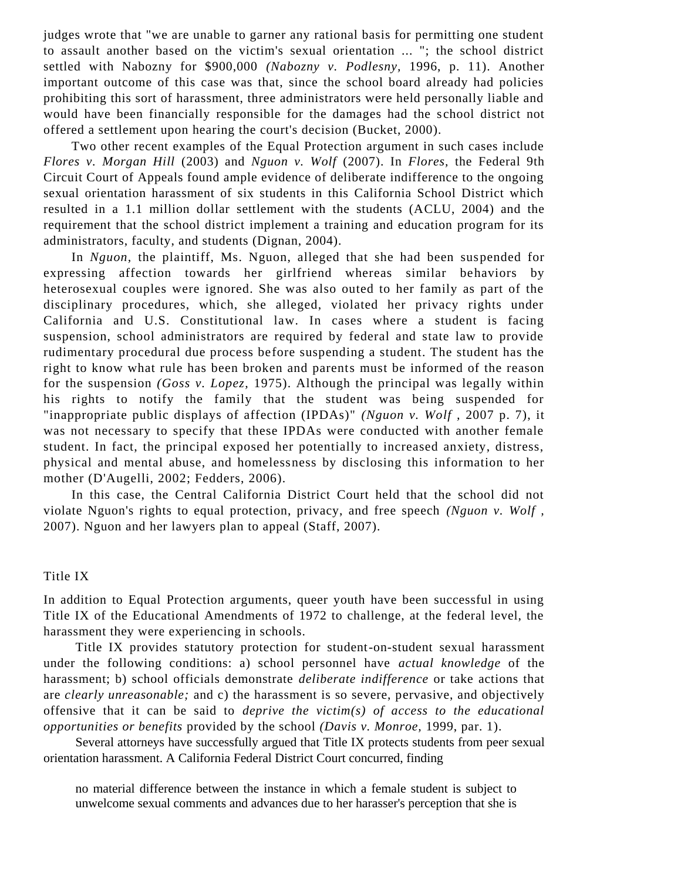judges wrote that "we are unable to garner any rational basis for permitting one student to assault another based on the victim's sexual orientation ... "; the school district settled with Nabozny for $900,000 *(Nabozny v. Podlesny*, 1996, p. 11). Another important outcome of this case was that, since the school board already had policies prohibiting this sort of harassment, three administrators were held personally liable and would have been financially responsible for the damages had the school district not offered a settlement upon hearing the court's decision (Bucket, 2000).

Two other recent examples of the Equal Protection argument in such cases include *Flores v. Morgan Hill* (2003) and *Nguon v. Wolf* (2007). In *Flores*, the Federal 9th Circuit Court of Appeals found ample evidence of deliberate indifference to the ongoing sexual orientation harassment of six students in this California School District which resulted in a 1.1 million dollar settlement with the students (ACLU, 2004) and the requirement that the school district implement a training and education program for its administrators, faculty, and students (Dignan, 2004).

In *Nguon*, the plaintiff, Ms. Nguon, alleged that she had been suspended for expressing affection towards her girlfriend whereas similar behaviors by heterosexual couples were ignored. She was also outed to her family as part of the disciplinary procedures, which, she alleged, violated her privacy rights under California and U.S. Constitutional law. In cases where a student is facing suspension, school administrators are required by federal and state law to provide rudimentary procedural due process before suspending a student. The student has the right to know what rule has been broken and parents must be informed of the reason for the suspension *(Goss v. Lopez*, 1975). Although the principal was legally within his rights to notify the family that the student was being suspended for "inappropriate public displays of affection (IPDAs)" *(Nguon v. Wolf* , 2007 p. 7), it was not necessary to specify that these IPDAs were conducted with another female student. In fact, the principal exposed her potentially to increased anxiety, distress, physical and mental abuse, and homelessness by disclosing this information to her mother (D'Augelli, 2002; Fedders, 2006).

In this case, the Central California District Court held that the school did not violate Nguon's rights to equal protection, privacy, and free speech *(Nguon v. Wolf* , 2007). Nguon and her lawyers plan to appeal (Staff, 2007).

## Title IX

In addition to Equal Protection arguments, queer youth have been successful in using Title IX of the Educational Amendments of 1972 to challenge, at the federal level, the harassment they were experiencing in schools.

Title IX provides statutory protection for student-on-student sexual harassment under the following conditions: a) school personnel have *actual knowledge* of the harassment; b) school officials demonstrate *deliberate indifference* or take actions that are *clearly unreasonable;* and c) the harassment is so severe, pervasive, and objectively offensive that it can be said to *deprive the victim(s) of access to the educational opportunities or benefits* provided by the school *(Davis v. Monroe*, 1999, par. 1).

Several attorneys have successfully argued that Title IX protects students from peer sexual orientation harassment. A California Federal District Court concurred, finding

> no material difference between the instance in which a female student is subject to unwelcome sexual comments and advances due to her harasser's perception that she is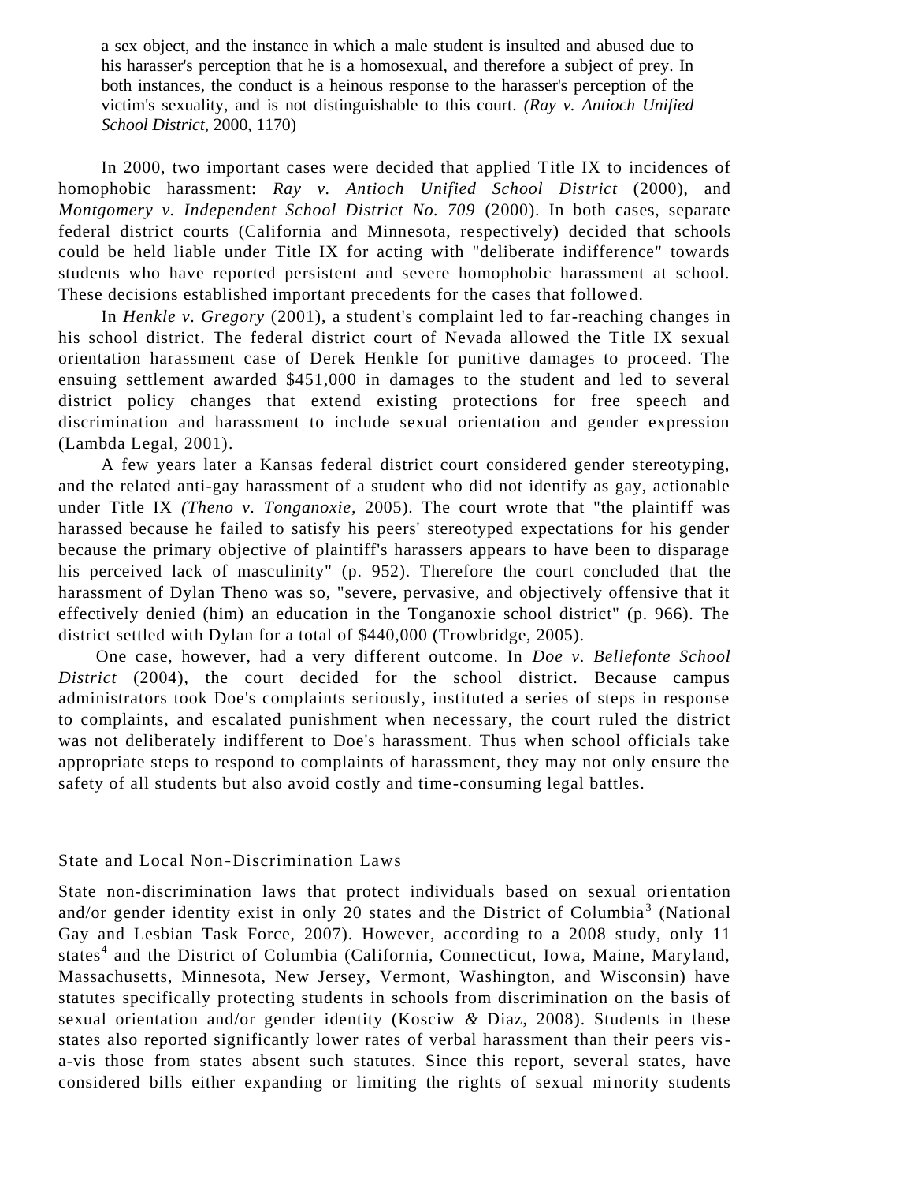> a sex object, and the instance in which a male student is insulted and abused due to his harasser's perception that he is a homosexual, and therefore a subject of prey. In both instances, the conduct is a heinous response to the harasser's perception of the victim's sexuality, and is not distinguishable to this court. *(Ray v. Antioch Unified School District,* 2000, 1170)

In 2000, two important cases were decided that applied Title IX to incidences of homophobic harassment: *Ray v. Antioch Unified School District* (2000), and *Montgomery v. Independent School District No. 709* (2000). In both cases, separate federal district courts (California and Minnesota, respectively) decided that schools could be held liable under Title IX for acting with "deliberate indifference" towards students who have reported persistent and severe homophobic harassment at school. These decisions established important precedents for the cases that followed.

In *Henkle v. Gregory* (2001), a student's complaint led to far-reaching changes in his school district. The federal district court of Nevada allowed the Title IX sexual orientation harassment case of Derek Henkle for punitive damages to proceed. The ensuing settlement awarded $451,000 in damages to the student and led to several district policy changes that extend existing protections for free speech and discrimination and harassment to include sexual orientation and gender expression (Lambda Legal, 2001).

A few years later a Kansas federal district court considered gender stereotyping, and the related anti-gay harassment of a student who did not identify as gay, actionable under Title IX *(Theno v. Tonganoxie,* 2005). The court wrote that "the plaintiff was harassed because he failed to satisfy his peers' stereotyped expectations for his gender because the primary objective of plaintiff's harassers appears to have been to disparage his perceived lack of masculinity" (p. 952). Therefore the court concluded that the harassment of Dylan Theno was so, "severe, pervasive, and objectively offensive that it effectively denied (him) an education in the Tonganoxie school district" (p. 966). The district settled with Dylan for a total of $440,000 (Trowbridge, 2005).

One case, however, had a very different outcome. In *Doe v. Bellefonte School District* (2004), the court decided for the school district. Because campus administrators took Doe's complaints seriously, instituted a series of steps in response to complaints, and escalated punishment when necessary, the court ruled the district was not deliberately indifferent to Doe's harassment. Thus when school officials take appropriate steps to respond to complaints of harassment, they may not only ensure the safety of all students but also avoid costly and time-consuming legal battles.

## State and Local Non-Discrimination Laws

State non-discrimination laws that protect individuals based on sexual orientation and/or gender identity exist in only 20 states and the District of Columbia[3] (National Gay and Lesbian Task Force, 2007). However, according to a 2008 study, only 11 states[4] and the District of Columbia (California, Connecticut, Iowa, Maine, Maryland, Massachusetts, Minnesota, New Jersey, Vermont, Washington, and Wisconsin) have statutes specifically protecting students in schools from discrimination on the basis of sexual orientation and/or gender identity (Kosciw & Diaz, 2008). Students in these states also reported significantly lower rates of verbal harassment than their peers vis-a-vis those from states absent such statutes. Since this report, several states, have considered bills either expanding or limiting the rights of sexual minority students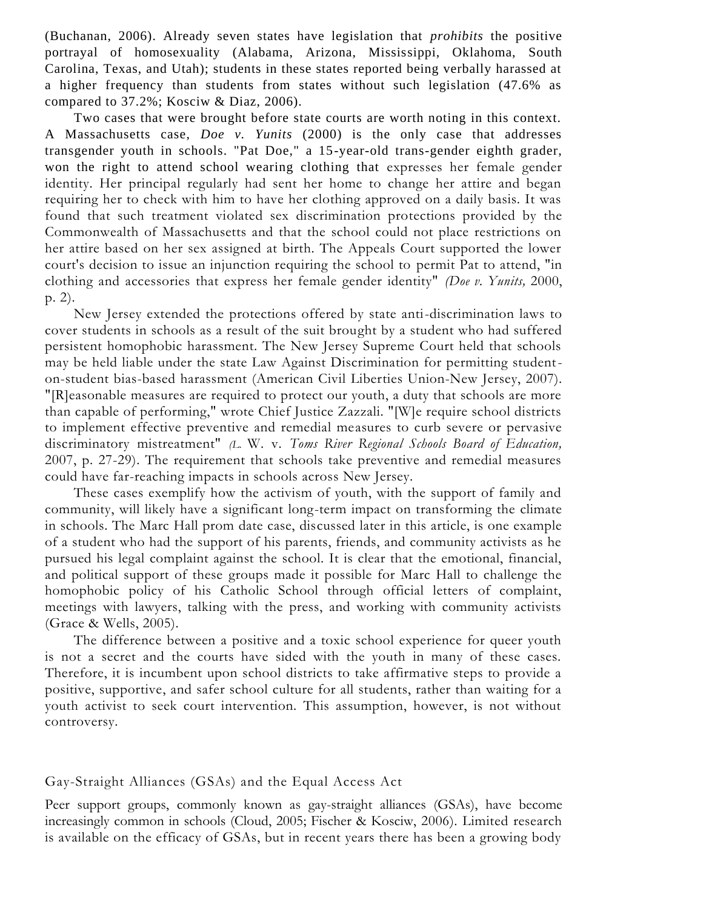(Buchanan, 2006). Already seven states have legislation that *prohibits* the positive portrayal of homosexuality (Alabama, Arizona, Mississippi, Oklahoma, South Carolina, Texas, and Utah); students in these states reported being verbally harassed at a higher frequency than students from states without such legislation (47.6% as compared to 37.2%; Kosciw & Diaz, 2006).

Two cases that were brought before state courts are worth noting in this context. A Massachusetts case, *Doe v. Yunits* (2000) is the only case that addresses transgender youth in schools. "Pat Doe," a 15-year-old trans-gender eighth grader, won the right to attend school wearing clothing that expresses her female gender identity. Her principal regularly had sent her home to change her attire and began requiring her to check with him to have her clothing approved on a daily basis. It was found that such treatment violated sex discrimination protections provided by the Commonwealth of Massachusetts and that the school could not place restrictions on her attire based on her sex assigned at birth. The Appeals Court supported the lower court's decision to issue an injunction requiring the school to permit Pat to attend, "in clothing and accessories that express her female gender identity" *(Doe v. Yunits,* 2000, p. 2).

New Jersey extended the protections offered by state anti-discrimination laws to cover students in schools as a result of the suit brought by a student who had suffered persistent homophobic harassment. The New Jersey Supreme Court held that schools may be held liable under the state Law Against Discrimination for permitting student-on-student bias-based harassment (American Civil Liberties Union-New Jersey, 2007). "[R]easonable measures are required to protect our youth, a duty that schools are more than capable of performing," wrote Chief Justice Zazzali. "[W]e require school districts to implement effective preventive and remedial measures to curb severe or pervasive discriminatory mistreatment" *(L.* W. v. *Toms River Regional Schools Board of Education,* 2007, p. 27-29). The requirement that schools take preventive and remedial measures could have far-reaching impacts in schools across New Jersey.

These cases exemplify how the activism of youth, with the support of family and community, will likely have a significant long-term impact on transforming the climate in schools. The Marc Hall prom date case, discussed later in this article, is one example of a student who had the support of his parents, friends, and community activists as he pursued his legal complaint against the school. It is clear that the emotional, financial, and political support of these groups made it possible for Marc Hall to challenge the homophobic policy of his Catholic School through official letters of complaint, meetings with lawyers, talking with the press, and working with community activists (Grace & Wells, 2005).

The difference between a positive and a toxic school experience for queer youth is not a secret and the courts have sided with the youth in many of these cases. Therefore, it is incumbent upon school districts to take affirmative steps to provide a positive, supportive, and safer school culture for all students, rather than waiting for a youth activist to seek court intervention. This assumption, however, is not without controversy.

## Gay-Straight Alliances (GSAs) and the Equal Access Act

Peer support groups, commonly known as gay-straight alliances (GSAs), have become increasingly common in schools (Cloud, 2005; Fischer & Kosciw, 2006). Limited research is available on the efficacy of GSAs, but in recent years there has been a growing body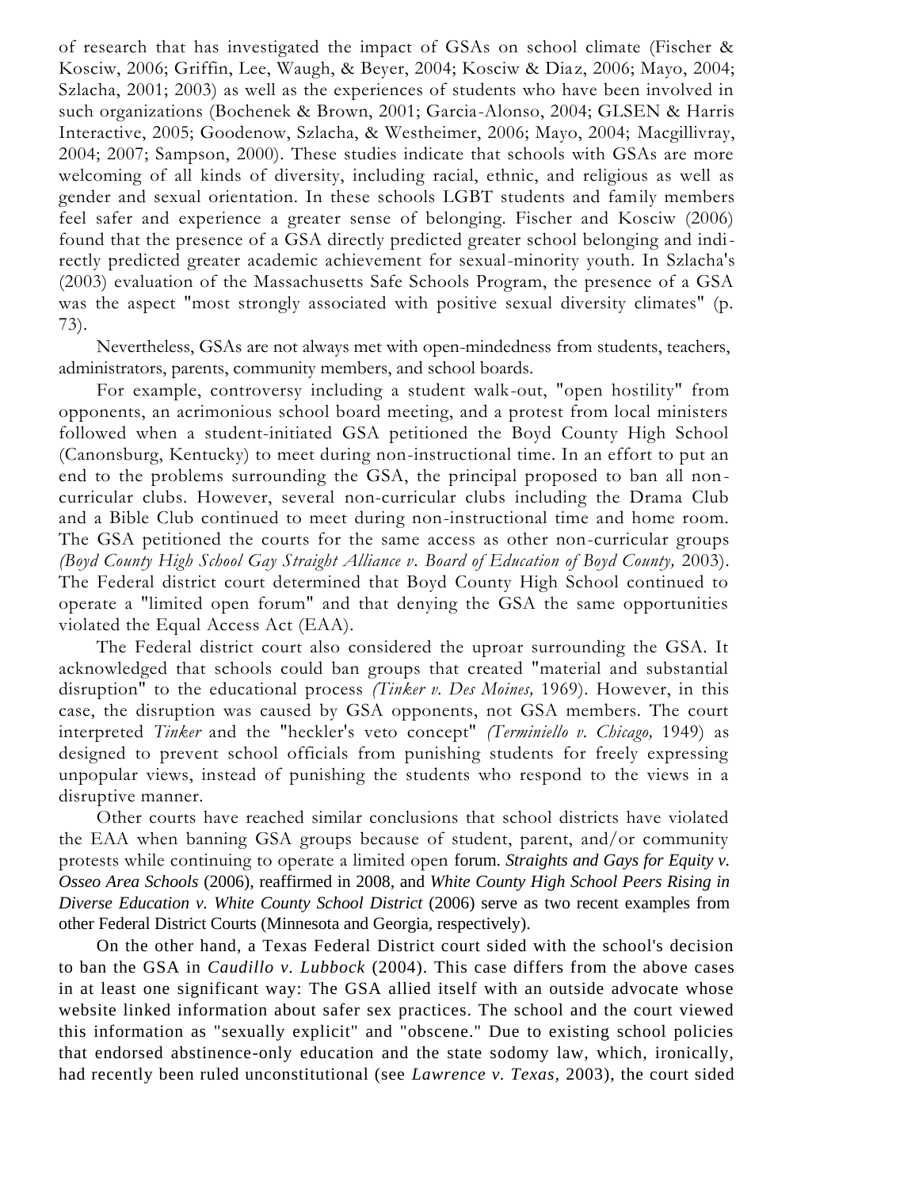of research that has investigated the impact of GSAs on school climate (Fischer & Kosciw, 2006; Griffin, Lee, Waugh, & Beyer, 2004; Kosciw & Diaz, 2006; Mayo, 2004; Szlacha, 2001; 2003) as well as the experiences of students who have been involved in such organizations (Bochenek & Brown, 2001; Garcia-Alonso, 2004; GLSEN & Harris Interactive, 2005; Goodenow, Szlacha, & Westheimer, 2006; Mayo, 2004; Macgillivray, 2004; 2007; Sampson, 2000). These studies indicate that schools with GSAs are more welcoming of all kinds of diversity, including racial, ethnic, and religious as well as gender and sexual orientation. In these schools LGBT students and family members feel safer and experience a greater sense of belonging. Fischer and Kosciw (2006) found that the presence of a GSA directly predicted greater school belonging and indirectly predicted greater academic achievement for sexual-minority youth. In Szlacha's (2003) evaluation of the Massachusetts Safe Schools Program, the presence of a GSA was the aspect "most strongly associated with positive sexual diversity climates" (p. 73).

Nevertheless, GSAs are not always met with open-mindedness from students, teachers, administrators, parents, community members, and school boards.

For example, controversy including a student walk-out, "open hostility" from opponents, an acrimonious school board meeting, and a protest from local ministers followed when a student-initiated GSA petitioned the Boyd County High School (Canonsburg, Kentucky) to meet during non-instructional time. In an effort to put an end to the problems surrounding the GSA, the principal proposed to ban all non-curricular clubs. However, several non-curricular clubs including the Drama Club and a Bible Club continued to meet during non-instructional time and home room. The GSA petitioned the courts for the same access as other non-curricular groups *(Boyd County High School Gay Straight Alliance v. Board of Education of Boyd County,* 2003). The Federal district court determined that Boyd County High School continued to operate a "limited open forum" and that denying the GSA the same opportunities violated the Equal Access Act (EAA).

The Federal district court also considered the uproar surrounding the GSA. It acknowledged that schools could ban groups that created "material and substantial disruption" to the educational process *(Tinker v. Des Moines,* 1969). However, in this case, the disruption was caused by GSA opponents, not GSA members. The court interpreted *Tinker* and the "heckler's veto concept" *(Terminiello v. Chicago,* 1949) as designed to prevent school officials from punishing students for freely expressing unpopular views, instead of punishing the students who respond to the views in a disruptive manner.

Other courts have reached similar conclusions that school districts have violated the EAA when banning GSA groups because of student, parent, and/or community protests while continuing to operate a limited open forum. *Straights and Gays for Equity v. Osseo Area Schools* (2006), reaffirmed in 2008, and *White County High School Peers Rising in Diverse Education v. White County School District* (2006) serve as two recent examples from other Federal District Courts (Minnesota and Georgia, respectively).

On the other hand, a Texas Federal District court sided with the school's decision to ban the GSA in *Caudillo v. Lubbock* (2004). This case differs from the above cases in at least one significant way: The GSA allied itself with an outside advocate whose website linked information about safer sex practices. The school and the court viewed this information as "sexually explicit" and "obscene." Due to existing school policies that endorsed abstinence-only education and the state sodomy law, which, ironically, had recently been ruled unconstitutional (see *Lawrence v. Texas,* 2003), the court sided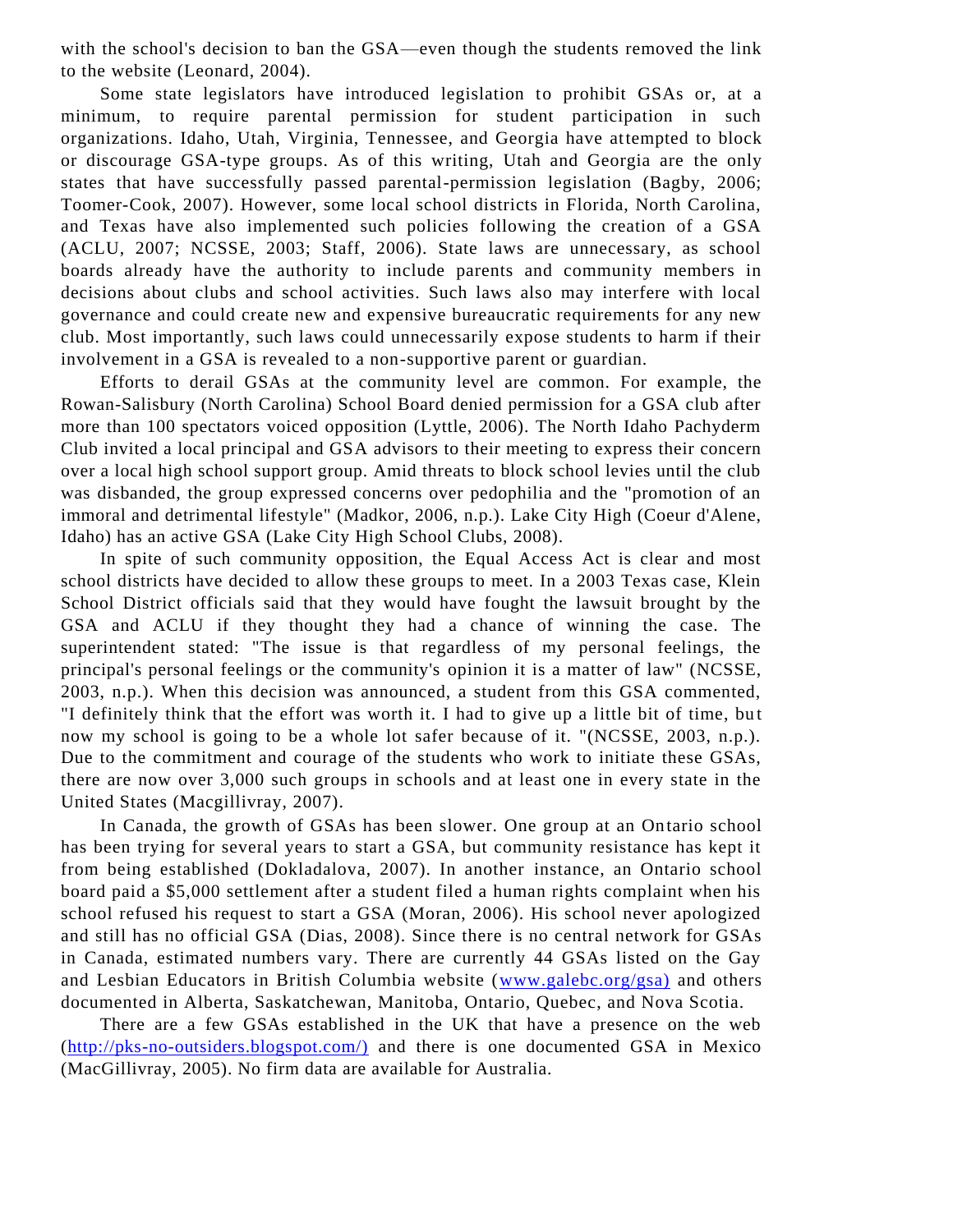with the school's decision to ban the GSA—even though the students removed the link to the website (Leonard, 2004).

Some state legislators have introduced legislation to prohibit GSAs or, at a minimum, to require parental permission for student participation in such organizations. Idaho, Utah, Virginia, Tennessee, and Georgia have attempted to block or discourage GSA-type groups. As of this writing, Utah and Georgia are the only states that have successfully passed parental-permission legislation (Bagby, 2006; Toomer-Cook, 2007). However, some local school districts in Florida, North Carolina, and Texas have also implemented such policies following the creation of a GSA (ACLU, 2007; NCSSE, 2003; Staff, 2006). State laws are unnecessary, as school boards already have the authority to include parents and community members in decisions about clubs and school activities. Such laws also may interfere with local governance and could create new and expensive bureaucratic requirements for any new club. Most importantly, such laws could unnecessarily expose students to harm if their involvement in a GSA is revealed to a non-supportive parent or guardian.

Efforts to derail GSAs at the community level are common. For example, the Rowan-Salisbury (North Carolina) School Board denied permission for a GSA club after more than 100 spectators voiced opposition (Lyttle, 2006). The North Idaho Pachyderm Club invited a local principal and GSA advisors to their meeting to express their concern over a local high school support group. Amid threats to block school levies until the club was disbanded, the group expressed concerns over pedophilia and the "promotion of an immoral and detrimental lifestyle" (Madkor, 2006, n.p.). Lake City High (Coeur d'Alene, Idaho) has an active GSA (Lake City High School Clubs, 2008).

In spite of such community opposition, the Equal Access Act is clear and most school districts have decided to allow these groups to meet. In a 2003 Texas case, Klein School District officials said that they would have fought the lawsuit brought by the GSA and ACLU if they thought they had a chance of winning the case. The superintendent stated: "The issue is that regardless of my personal feelings, the principal's personal feelings or the community's opinion it is a matter of law" (NCSSE, 2003, n.p.). When this decision was announced, a student from this GSA commented, "I definitely think that the effort was worth it. I had to give up a little bit of time, but now my school is going to be a whole lot safer because of it. "(NCSSE, 2003, n.p.). Due to the commitment and courage of the students who work to initiate these GSAs, there are now over 3,000 such groups in schools and at least one in every state in the United States (Macgillivray, 2007).

In Canada, the growth of GSAs has been slower. One group at an Ontario school has been trying for several years to start a GSA, but community resistance has kept it from being established (Dokladalova, 2007). In another instance, an Ontario school board paid a $5,000 settlement after a student filed a human rights complaint when his school refused his request to start a GSA (Moran, 2006). His school never apologized and still has no official GSA (Dias, 2008). Since there is no central network for GSAs in Canada, estimated numbers vary. There are currently 44 GSAs listed on the Gay and Lesbian Educators in British Columbia website (www.galebc.org/gsa) and others documented in Alberta, Saskatchewan, Manitoba, Ontario, Quebec, and Nova Scotia.

There are a few GSAs established in the UK that have a presence on the web (http://pks-no-outsiders.blogspot.com/) and there is one documented GSA in Mexico (MacGillivray, 2005). No firm data are available for Australia.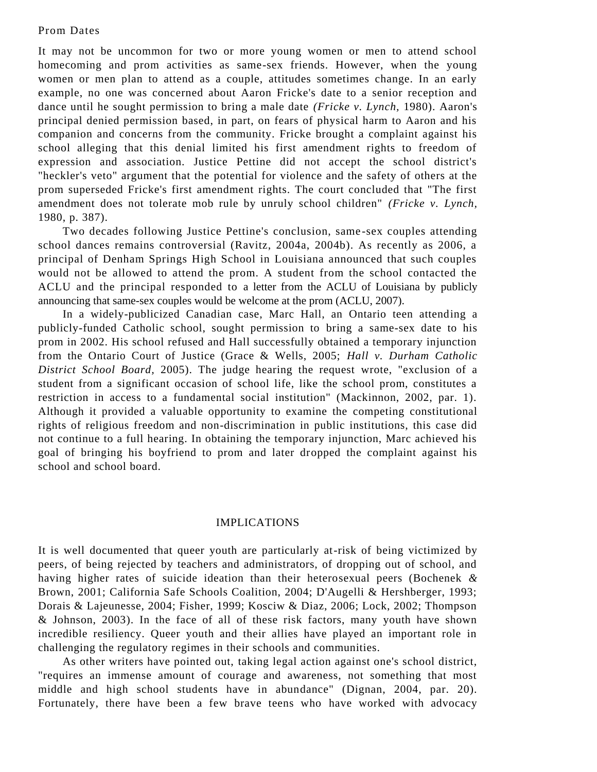### Prom Dates

It may not be uncommon for two or more young women or men to attend school homecoming and prom activities as same-sex friends. However, when the young women or men plan to attend as a couple, attitudes sometimes change. In an early example, no one was concerned about Aaron Fricke's date to a senior reception and dance until he sought permission to bring a male date *(Fricke v. Lynch,* 1980). Aaron's principal denied permission based, in part, on fears of physical harm to Aaron and his companion and concerns from the community. Fricke brought a complaint against his school alleging that this denial limited his first amendment rights to freedom of expression and association. Justice Pettine did not accept the school district's "heckler's veto" argument that the potential for violence and the safety of others at the prom superseded Fricke's first amendment rights. The court concluded that "The first amendment does not tolerate mob rule by unruly school children" *(Fricke v. Lynch,* 1980, p. 387).

Two decades following Justice Pettine's conclusion, same-sex couples attending school dances remains controversial (Ravitz, 2004a, 2004b). As recently as 2006, a principal of Denham Springs High School in Louisiana announced that such couples would not be allowed to attend the prom. A student from the school contacted the ACLU and the principal responded to a letter from the ACLU of Louisiana by publicly announcing that same-sex couples would be welcome at the prom (ACLU, 2007).

In a widely-publicized Canadian case, Marc Hall, an Ontario teen attending a publicly-funded Catholic school, sought permission to bring a same-sex date to his prom in 2002. His school refused and Hall successfully obtained a temporary injunction from the Ontario Court of Justice (Grace & Wells, 2005; *Hall v. Durham Catholic District School Board,* 2005). The judge hearing the request wrote, "exclusion of a student from a significant occasion of school life, like the school prom, constitutes a restriction in access to a fundamental social institution" (Mackinnon, 2002, par. 1). Although it provided a valuable opportunity to examine the competing constitutional rights of religious freedom and non-discrimination in public institutions, this case did not continue to a full hearing. In obtaining the temporary injunction, Marc achieved his goal of bringing his boyfriend to prom and later dropped the complaint against his school and school board.

## IMPLICATIONS

It is well documented that queer youth are particularly at-risk of being victimized by peers, of being rejected by teachers and administrators, of dropping out of school, and having higher rates of suicide ideation than their heterosexual peers (Bochenek & Brown, 2001; California Safe Schools Coalition, 2004; D'Augelli & Hershberger, 1993; Dorais & Lajeunesse, 2004; Fisher, 1999; Kosciw & Diaz, 2006; Lock, 2002; Thompson & Johnson, 2003). In the face of all of these risk factors, many youth have shown incredible resiliency. Queer youth and their allies have played an important role in challenging the regulatory regimes in their schools and communities.

As other writers have pointed out, taking legal action against one's school district, "requires an immense amount of courage and awareness, not something that most middle and high school students have in abundance" (Dignan, 2004, par. 20). Fortunately, there have been a few brave teens who have worked with advocacy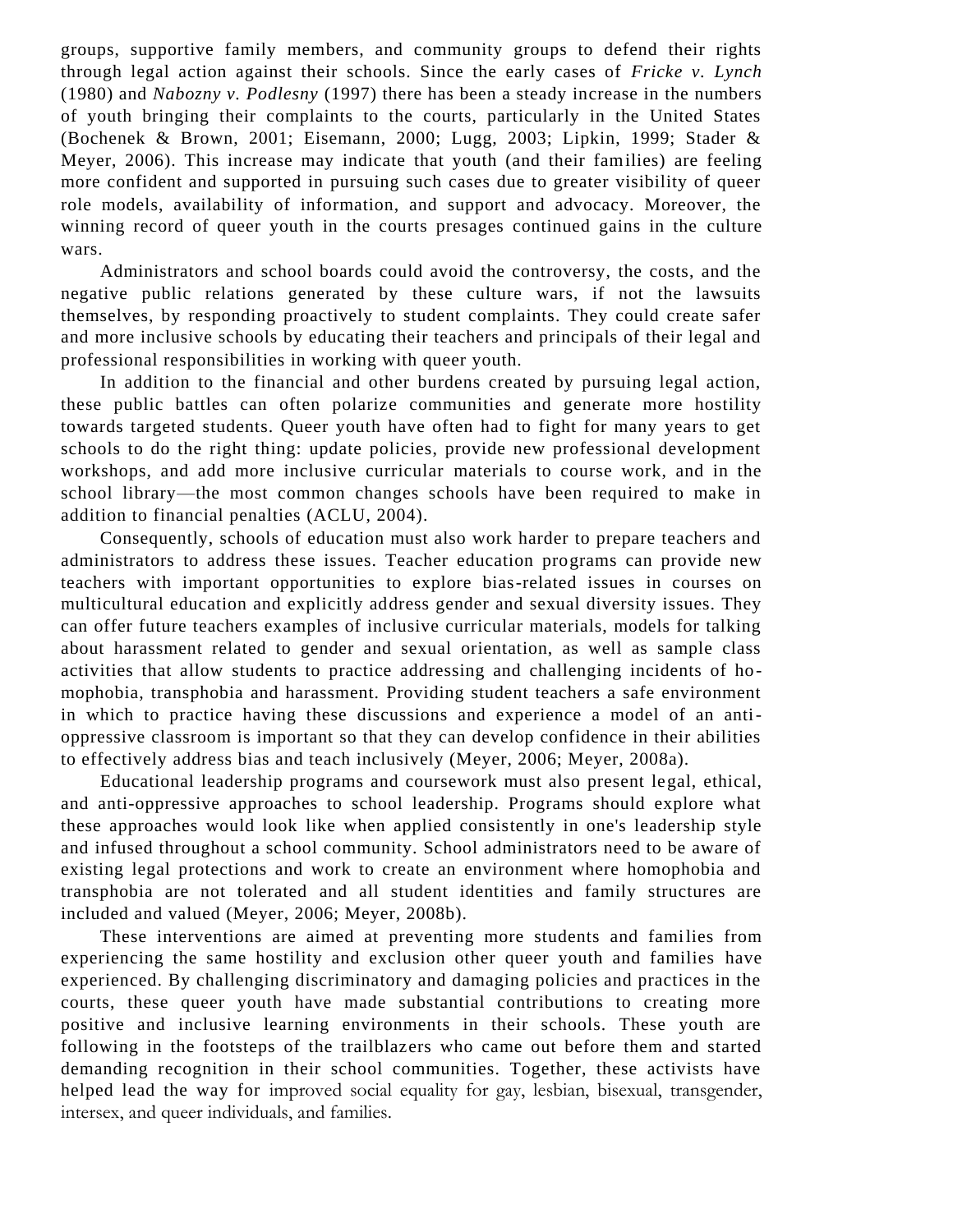groups, supportive family members, and community groups to defend their rights through legal action against their schools. Since the early cases of *Fricke v. Lynch* (1980) and *Nabozny v. Podlesny* (1997) there has been a steady increase in the numbers of youth bringing their complaints to the courts, particularly in the United States (Bochenek & Brown, 2001; Eisemann, 2000; Lugg, 2003; Lipkin, 1999; Stader & Meyer, 2006). This increase may indicate that youth (and their families) are feeling more confident and supported in pursuing such cases due to greater visibility of queer role models, availability of information, and support and advocacy. Moreover, the winning record of queer youth in the courts presages continued gains in the culture wars.

Administrators and school boards could avoid the controversy, the costs, and the negative public relations generated by these culture wars, if not the lawsuits themselves, by responding proactively to student complaints. They could create safer and more inclusive schools by educating their teachers and principals of their legal and professional responsibilities in working with queer youth.

In addition to the financial and other burdens created by pursuing legal action, these public battles can often polarize communities and generate more hostility towards targeted students. Queer youth have often had to fight for many years to get schools to do the right thing: update policies, provide new professional development workshops, and add more inclusive curricular materials to course work, and in the school library—the most common changes schools have been required to make in addition to financial penalties (ACLU, 2004).

Consequently, schools of education must also work harder to prepare teachers and administrators to address these issues. Teacher education programs can provide new teachers with important opportunities to explore bias-related issues in courses on multicultural education and explicitly address gender and sexual diversity issues. They can offer future teachers examples of inclusive curricular materials, models for talking about harassment related to gender and sexual orientation, as well as sample class activities that allow students to practice addressing and challenging incidents of homophobia, transphobia and harassment. Providing student teachers a safe environment in which to practice having these discussions and experience a model of an anti-oppressive classroom is important so that they can develop confidence in their abilities to effectively address bias and teach inclusively (Meyer, 2006; Meyer, 2008a).

Educational leadership programs and coursework must also present legal, ethical, and anti-oppressive approaches to school leadership. Programs should explore what these approaches would look like when applied consistently in one's leadership style and infused throughout a school community. School administrators need to be aware of existing legal protections and work to create an environment where homophobia and transphobia are not tolerated and all student identities and family structures are included and valued (Meyer, 2006; Meyer, 2008b).

These interventions are aimed at preventing more students and families from experiencing the same hostility and exclusion other queer youth and families have experienced. By challenging discriminatory and damaging policies and practices in the courts, these queer youth have made substantial contributions to creating more positive and inclusive learning environments in their schools. These youth are following in the footsteps of the trailblazers who came out before them and started demanding recognition in their school communities. Together, these activists have helped lead the way for improved social equality for gay, lesbian, bisexual, transgender, intersex, and queer individuals, and families.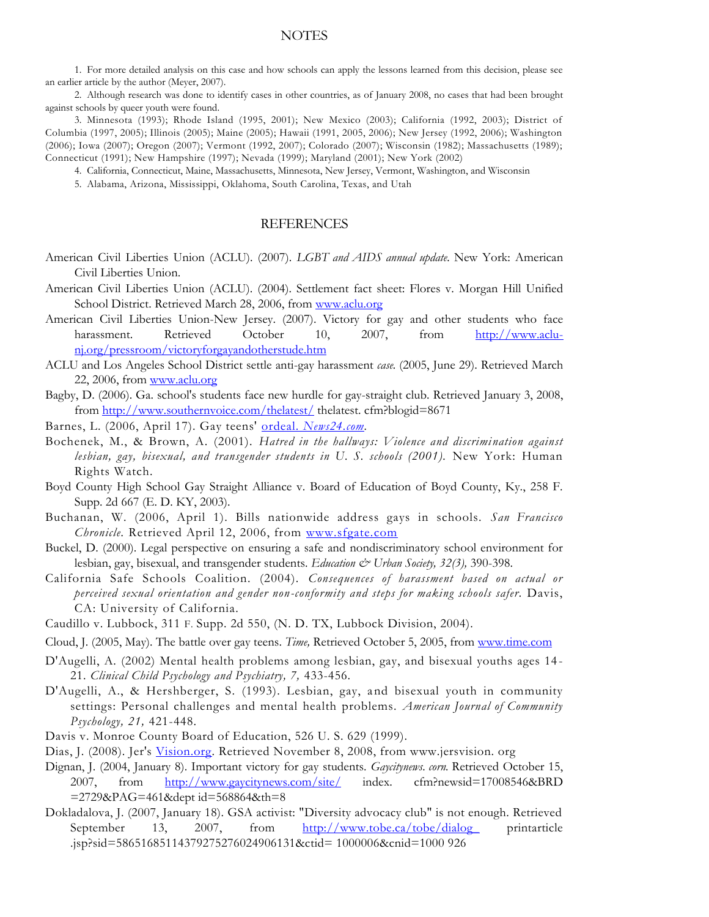## NOTES

1. For more detailed analysis on this case and how schools can apply the lessons learned from this decision, please see an earlier article by the author (Meyer, 2007).

2. Although research was done to identify cases in other countries, as of January 2008, no cases that had been brought against schools by queer youth were found.

3. Minnesota (1993); Rhode Island (1995, 2001); New Mexico (2003); California (1992, 2003); District of Columbia (1997, 2005); Illinois (2005); Maine (2005); Hawaii (1991, 2005, 2006); New Jersey (1992, 2006); Washington (2006); Iowa (2007); Oregon (2007); Vermont (1992, 2007); Colorado (2007); Wisconsin (1982); Massachusetts (1989); Connecticut (1991); New Hampshire (1997); Nevada (1999); Maryland (2001); New York (2002)

4. California, Connecticut, Maine, Massachusetts, Minnesota, New Jersey, Vermont, Washington, and Wisconsin

5. Alabama, Arizona, Mississippi, Oklahoma, South Carolina, Texas, and Utah

## REFERENCES

American Civil Liberties Union (ACLU). (2007). *LGBT and AIDS annual update.* New York: American Civil Liberties Union.

American Civil Liberties Union (ACLU). (2004). Settlement fact sheet: Flores v. Morgan Hill Unified School District. Retrieved March 28, 2006, from www.aclu.org

American Civil Liberties Union-New Jersey. (2007). Victory for gay and other students who face harassment. Retrieved October 10, 2007, from http://www.aclu-nj.org/pressroom/victoryforgayandotherstude.htm

ACLU and Los Angeles School District settle anti-gay harassment *case.* (2005, June 29). Retrieved March 22, 2006, from www.aclu.org

Bagby, D. (2006). Ga. school's students face new hurdle for gay-straight club. Retrieved January 3, 2008, from http://www.southernvoice.com/thelatest/ thelatest. cfm?blogid=8671

Barnes, L. (2006, April 17). Gay teens' ordeal. *News24.com.*

Bochenek, M., & Brown, A. (2001). *Hatred in the hallways: Violence and discrimination against lesbian, gay, bisexual, and transgender students in U. S. schools (2001).* New York: Human Rights Watch.

Boyd County High School Gay Straight Alliance v. Board of Education of Boyd County, Ky., 258 F. Supp. 2d 667 (E. D. KY, 2003).

Buchanan, W. (2006, April 1). Bills nationwide address gays in schools. *San Francisco Chronicle.* Retrieved April 12, 2006, from www.sfgate.com

Buckel, D. (2000). Legal perspective on ensuring a safe and nondiscriminatory school environment for lesbian, gay, bisexual, and transgender students. *Education & Urban Society, 32(3),* 390-398.

California Safe Schools Coalition. (2004). *Consequences of harassment based on actual or perceived sexual orientation and gender non-conformity and steps for making schools safer.* Davis, CA: University of California.

Caudillo v. Lubbock, 311 F. Supp. 2d 550, (N. D. TX, Lubbock Division, 2004).

Cloud, J. (2005, May). The battle over gay teens. *Time,* Retrieved October 5, 2005, from www.time.com

D'Augelli, A. (2002) Mental health problems among lesbian, gay, and bisexual youths ages 14-21. *Clinical Child Psychology and Psychiatry, 7,* 433-456.

D'Augelli, A., & Hershberger, S. (1993). Lesbian, gay, and bisexual youth in community settings: Personal challenges and mental health problems. *American Journal of Community Psychology, 21,* 421-448.

Davis v. Monroe County Board of Education, 526 U. S. 629 (1999).

Dias, J. (2008). Jer's Vision.org. Retrieved November 8, 2008, from www.jersvision. org

Dignan, J. (2004, January 8). Important victory for gay students. *Gaycitynews. corn.* Retrieved October 15, 2007, from http://www.gaycitynews.com/site/ index. cfm?newsid=17008546&BRD =2729&PAG=461&dept id=568864&th=8

Dokladalova, J. (2007, January 18). GSA activist: "Diversity advocacy club" is not enough. Retrieved September 13, 2007, from http://www.tobe.ca/tobe/dialog_ printarticle .jsp?sid=5865168511437927527602490613l&ctid= 1000006&cnid=1000 926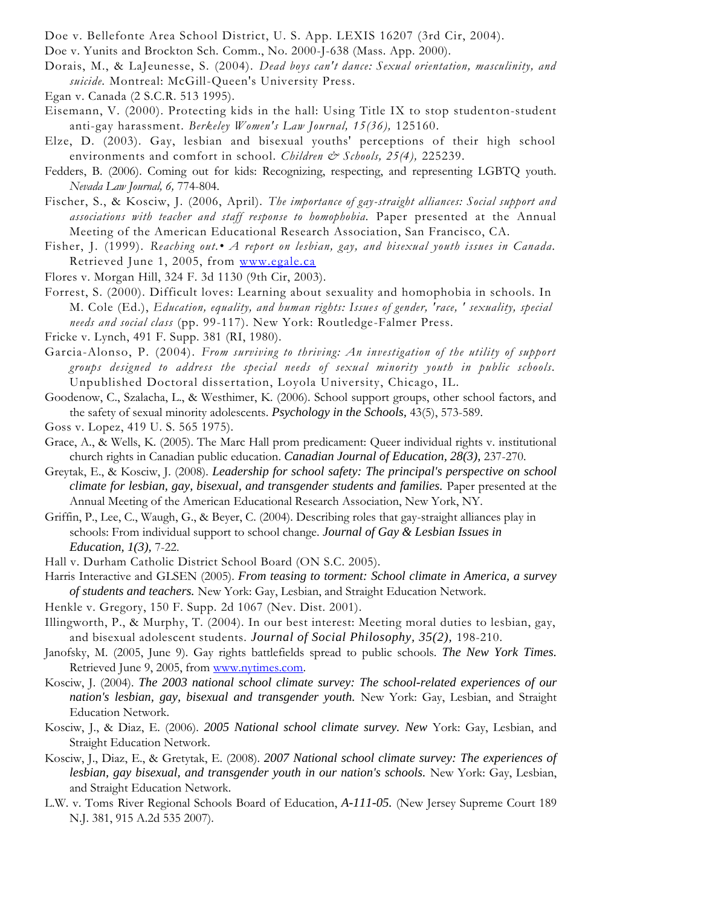Doe v. Bellefonte Area School District, U. S. App. LEXIS 16207 (3rd Cir, 2004).

Doe v. Yunits and Brockton Sch. Comm., No. 2000-J-638 (Mass. App. 2000).

Dorais, M., & LaJeunesse, S. (2004). *Dead boys can't dance: Sexual orientation, masculinity, and suicide.* Montreal: McGill-Queen's University Press.

Egan v. Canada (2 S.C.R. 513 1995).

Eisemann, V. (2000). Protecting kids in the hall: Using Title IX to stop studenton-student anti-gay harassment. *Berkeley Women's Law Journal, 15(36),* 125160.

Elze, D. (2003). Gay, lesbian and bisexual youths' perceptions of their high school environments and comfort in school. *Children & Schools, 25(4),* 225239.

Fedders, B. (2006). Coming out for kids: Recognizing, respecting, and representing LGBTQ youth. *Nevada Law Journal, 6,* 774-804.

Fischer, S., & Kosciw, J. (2006, April). *The importance of gay-straight alliances: Social support and associations with teacher and staff response to homophobia.* Paper presented at the Annual Meeting of the American Educational Research Association, San Francisco, CA.

Fisher, J. (1999). *Reaching out.• A report on lesbian, gay, and bisexual youth issues in Canada.* Retrieved June 1, 2005, from www.egale.ca

Flores v. Morgan Hill, 324 F. 3d 1130 (9th Cir, 2003).

Forrest, S. (2000). Difficult loves: Learning about sexuality and homophobia in schools. In M. Cole (Ed.), *Education, equality, and human rights: Issues of gender, 'race, ' sexuality, special needs and social class* (pp. 99-117). New York: Routledge-Falmer Press.

Fricke v. Lynch, 491 F. Supp. 381 (RI, 1980).

Garcia-Alonso, P. (2004). *From surviving to thriving: An investigation of the utility of support groups designed to address the special needs of sexual minority youth in public schools.* Unpublished Doctoral dissertation, Loyola University, Chicago, IL.

Goodenow, C., Szalacha, L., & Westhimer, K. (2006). School support groups, other school factors, and the safety of sexual minority adolescents. *Psychology in the Schools,* 43(5), 573-589.

Goss v. Lopez, 419 U. S. 565 1975).

Grace, A., & Wells, K. (2005). The Marc Hall prom predicament: Queer individual rights v. institutional church rights in Canadian public education. *Canadian Journal of Education, 28(3),* 237-270.

Greytak, E., & Kosciw, J. (2008). *Leadership for school safety: The principal's perspective on school climate for lesbian, gay, bisexual, and transgender students and families.* Paper presented at the Annual Meeting of the American Educational Research Association, New York, NY.

Griffin, P., Lee, C., Waugh, G., & Beyer, C. (2004). Describing roles that gay-straight alliances play in schools: From individual support to school change. *Journal of Gay & Lesbian Issues in Education, 1(3),* 7-22.

Hall v. Durham Catholic District School Board (ON S.C. 2005).

Harris Interactive and GLSEN (2005). *From teasing to torment: School climate in America, a survey of students and teachers.* New York: Gay, Lesbian, and Straight Education Network.

Henkle v. Gregory, 150 F. Supp. 2d 1067 (Nev. Dist. 2001).

Illingworth, P., & Murphy, T. (2004). In our best interest: Meeting moral duties to lesbian, gay, and bisexual adolescent students. *Journal of Social Philosophy, 35(2),* 198-210.

Janofsky, M. (2005, June 9). Gay rights battlefields spread to public schools. *The New York Times.* Retrieved June 9, 2005, from www.nytimes.com.

Kosciw, J. (2004). *The 2003 national school climate survey: The school-related experiences of our nation's lesbian, gay, bisexual and transgender youth.* New York: Gay, Lesbian, and Straight Education Network.

Kosciw, J., & Diaz, E. (2006). *2005 National school climate survey. New* York: Gay, Lesbian, and Straight Education Network.

Kosciw, J., Diaz, E., & Gretytak, E. (2008). *2007 National school climate survey: The experiences of lesbian, gay bisexual, and transgender youth in our nation's schools.* New York: Gay, Lesbian, and Straight Education Network.

L.W. v. Toms River Regional Schools Board of Education, *A-111-05.* (New Jersey Supreme Court 189 N.J. 381, 915 A.2d 535 2007).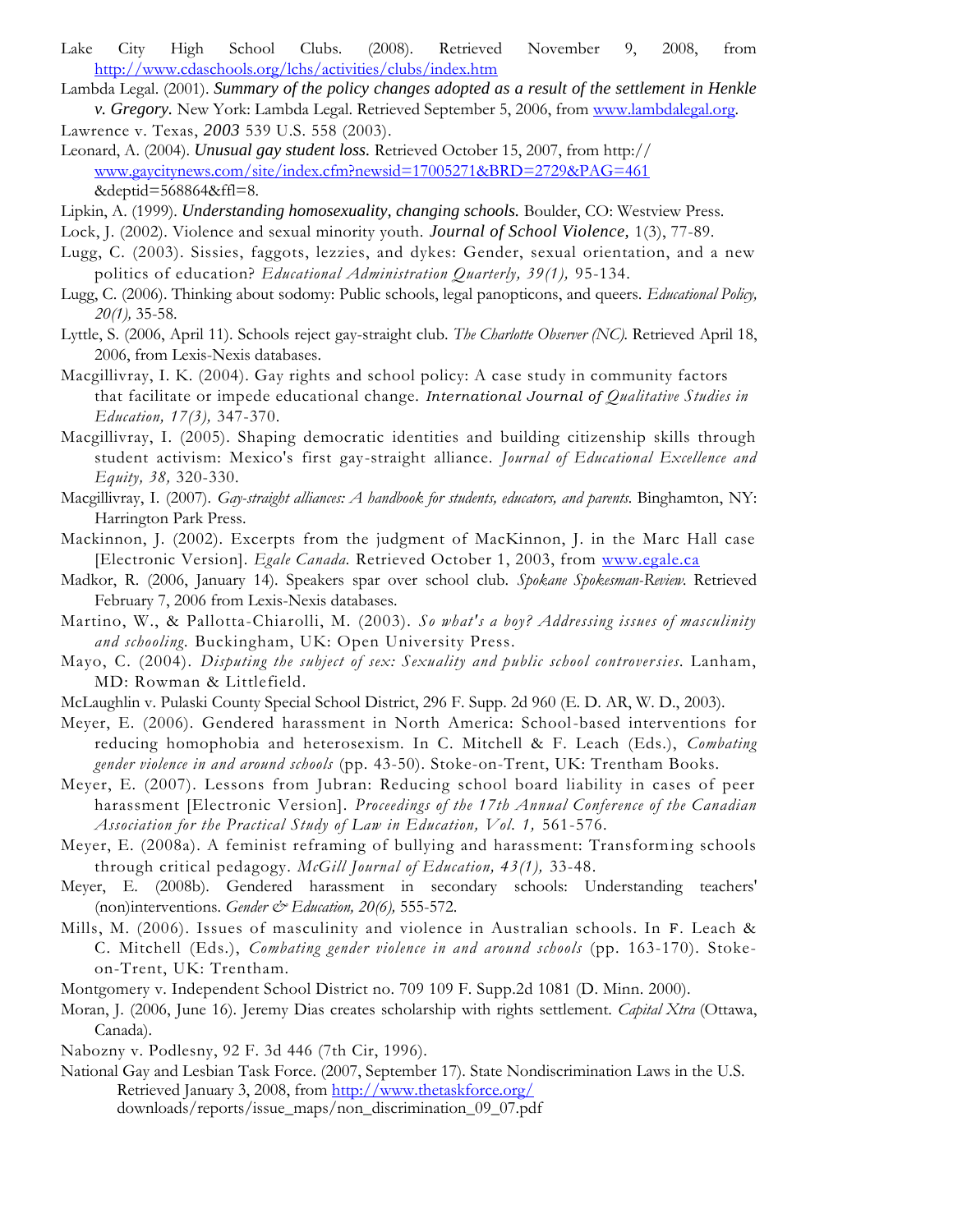Lake City High School Clubs. (2008). Retrieved November 9, 2008, from http://www.cdaschools.org/lchs/activities/clubs/index.htm

Lambda Legal. (2001). *Summary of the policy changes adopted as a result of the settlement in Henkle v. Gregory.* New York: Lambda Legal. Retrieved September 5, 2006, from www.lambdalegal.org.

Lawrence v. Texas, *2003* 539 U.S. 558 (2003).

Leonard, A. (2004). *Unusual gay student loss.* Retrieved October 15, 2007, from http:// www.gaycitynews.com/site/index.cfm?newsid=17005271&BRD=2729&PAG=461 &deptid=568864&rfi=8.

Lipkin, A. (1999). *Understanding homosexuality, changing schools.* Boulder, CO: Westview Press.

Lock, J. (2002). Violence and sexual minority youth. *Journal of School Violence,* 1(3), 77-89.

Lugg, C. (2003). Sissies, faggots, lezzies, and dykes: Gender, sexual orientation, and a new politics of education? *Educational Administration Quarterly, 39(1),* 95-134.

Lugg, C. (2006). Thinking about sodomy: Public schools, legal panopticons, and queers. *Educational Policy, 20(1),* 35-58.

Lyttle, S. (2006, April 11). Schools reject gay-straight club. *The Charlotte Observer (NC).* Retrieved April 18, 2006, from Lexis-Nexis databases.

Macgillivray, I. K. (2004). Gay rights and school policy: A case study in community factors that facilitate or impede educational change. *International Journal of Qualitative Studies in Education, 17(3),* 347-370.

Macgillivray, I. (2005). Shaping democratic identities and building citizenship skills through student activism: Mexico's first gay-straight alliance. *Journal of Educational Excellence and Equity, 38,* 320-330.

Macgillivray, I. (2007). *Gay-straight alliances: A handbook for students, educators, and parents.* Binghamton, NY: Harrington Park Press.

Mackinnon, J. (2002). Excerpts from the judgment of MacKinnon, J. in the Marc Hall case [Electronic Version]. *Egale Canada.* Retrieved October 1, 2003, from www.egale.ca

Madkor, R. (2006, January 14). Speakers spar over school club. *Spokane Spokesman-Review.* Retrieved February 7, 2006 from Lexis-Nexis databases.

Martino, W., & Pallotta-Chiarolli, M. (2003). *So what's a boy? Addressing issues of masculinity and schooling.* Buckingham, UK: Open University Press.

Mayo, C. (2004). *Disputing the subject of sex: Sexuality and public school controversies.* Lanham, MD: Rowman & Littlefield.

McLaughlin v. Pulaski County Special School District, 296 F. Supp. 2d 960 (E. D. AR, W. D., 2003).

Meyer, E. (2006). Gendered harassment in North America: School-based interventions for reducing homophobia and heterosexism. In C. Mitchell & F. Leach (Eds.), *Combating gender violence in and around schools* (pp. 43-50). Stoke-on-Trent, UK: Trentham Books.

Meyer, E. (2007). Lessons from Jubran: Reducing school board liability in cases of peer harassment [Electronic Version]. *Proceedings of the 17th Annual Conference of the Canadian Association for the Practical Study of Law in Education, Vol. 1,* 561-576.

Meyer, E. (2008a). A feminist reframing of bullying and harassment: Transforming schools through critical pedagogy. *McGill Journal of Education, 43(1),* 33-48.

Meyer, E. (2008b). Gendered harassment in secondary schools: Understanding teachers' (non)interventions. *Gender & Education, 20(6),* 555-572.

Mills, M. (2006). Issues of masculinity and violence in Australian schools. In F. Leach & C. Mitchell (Eds.), *Combating gender violence in and around schools* (pp. 163-170). Stoke-on-Trent, UK: Trentham.

Montgomery v. Independent School District no. 709 109 F. Supp.2d 1081 (D. Minn. 2000).

Moran, J. (2006, June 16). Jeremy Dias creates scholarship with rights settlement. *Capital Xtra* (Ottawa, Canada).

Nabozny v. Podlesny, 92 F. 3d 446 (7th Cir, 1996).

National Gay and Lesbian Task Force. (2007, September 17). State Nondiscrimination Laws in the U.S. Retrieved January 3, 2008, from http://www.thetaskforce.org/ downloads/reports/issue_maps/non_discrimination_09_07.pdf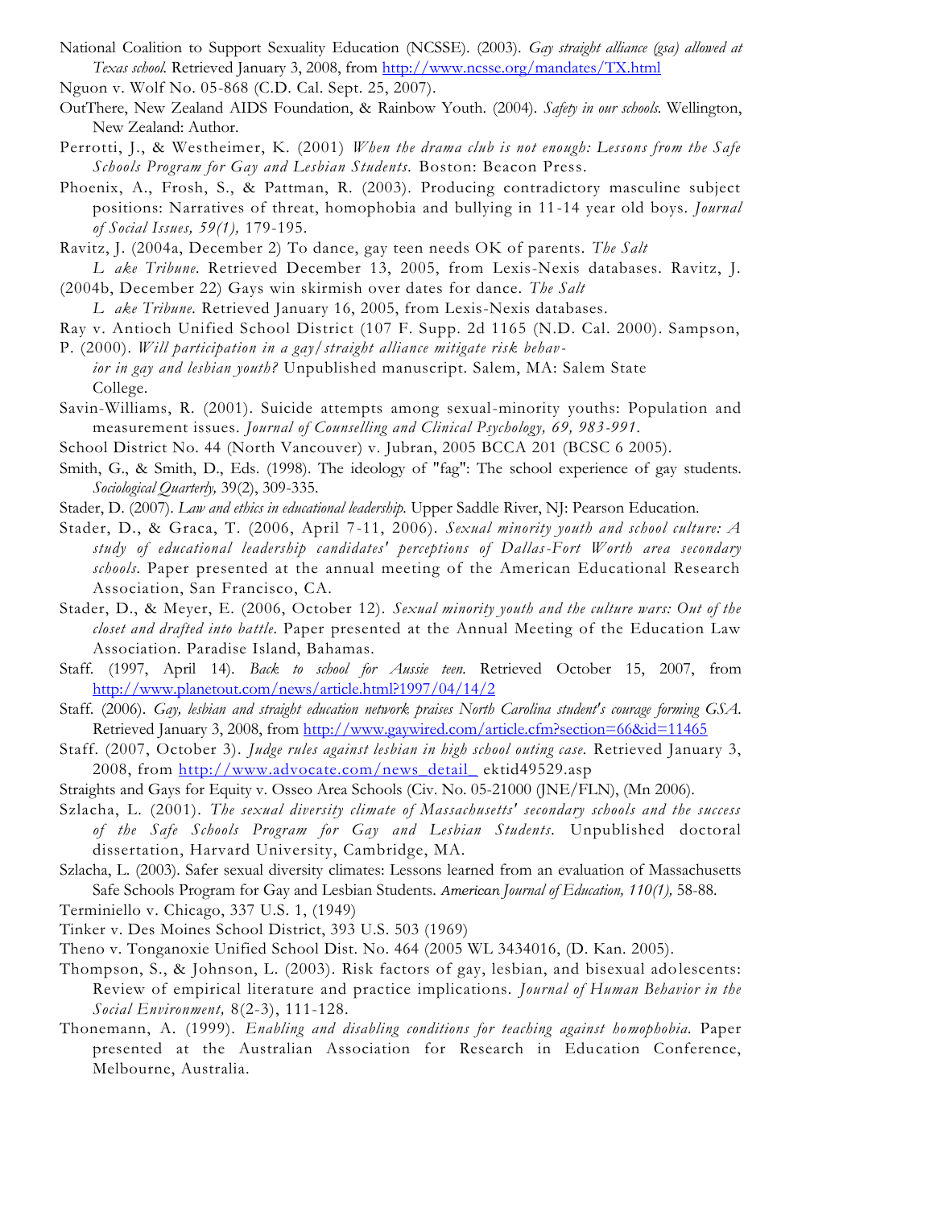National Coalition to Support Sexuality Education (NCSSE). (2003). *Gay straight alliance (gsa) allowed at Texas school.* Retrieved January 3, 2008, from http://www.ncsse.org/mandates/TX.html

Nguon v. Wolf No. 05-868 (C.D. Cal. Sept. 25, 2007).

OutThere, New Zealand AIDS Foundation, & Rainbow Youth. (2004). *Safety in our schools.* Wellington, New Zealand: Author.

Perrotti, J., & Westheimer, K. (2001) *When the drama club is not enough: Lessons from the Safe Schools Program for Gay and Lesbian Students.* Boston: Beacon Press.

Phoenix, A., Frosh, S., & Pattman, R. (2003). Producing contradictory masculine subject positions: Narratives of threat, homophobia and bullying in 11-14 year old boys. *Journal of Social Issues, 59(1),* 179-195.

Ravitz, J. (2004a, December 2) To dance, gay teen needs OK of parents. *The Salt Lake Tribune.* Retrieved December 13, 2005, from Lexis-Nexis databases.

Ravitz, J. (2004b, December 22) Gays win skirmish over dates for dance. *The Salt Lake Tribune.* Retrieved January 16, 2005, from Lexis-Nexis databases.

Ray v. Antioch Unified School District (107 F. Supp. 2d 1165 (N.D. Cal. 2000).

Sampson, P. (2000). *Will participation in a gay/straight alliance mitigate risk behavior in gay and lesbian youth?* Unpublished manuscript. Salem, MA: Salem State College.

Savin-Williams, R. (2001). Suicide attempts among sexual-minority youths: Population and measurement issues. *Journal of Counselling and Clinical Psychology, 69, 983-991.*

School District No. 44 (North Vancouver) v. Jubran, 2005 BCCA 201 (BCSC 6 2005).

Smith, G., & Smith, D., Eds. (1998). The ideology of "fag": The school experience of gay students. *Sociological Quarterly,* 39(2), 309-335.

Stader, D. (2007). *Law and ethics in educational leadership.* Upper Saddle River, NJ: Pearson Education.

Stader, D., & Graca, T. (2006, April 7-11, 2006). *Sexual minority youth and school culture: A study of educational leadership candidates' perceptions of Dallas-Fort Worth area secondary schools.* Paper presented at the annual meeting of the American Educational Research Association, San Francisco, CA.

Stader, D., & Meyer, E. (2006, October 12). *Sexual minority youth and the culture wars: Out of the closet and drafted into battle.* Paper presented at the Annual Meeting of the Education Law Association. Paradise Island, Bahamas.

Staff. (1997, April 14). *Back to school for Aussie teen.* Retrieved October 15, 2007, from http://www.planetout.com/news/article.html?1997/04/14/2

Staff. (2006). *Gay, lesbian and straight education network praises North Carolina student's courage forming GSA.* Retrieved January 3, 2008, from http://www.gaywired.com/article.cfm?section=66&id=11465

Staff. (2007, October 3). *Judge rules against lesbian in high school outing case.* Retrieved January 3, 2008, from http://www.advocate.com/news_detail_ ektid49529.asp

Straights and Gays for Equity v. Osseo Area Schools (Civ. No. 05-21000 (JNE/FLN), (Mn 2006).

Szlacha, L. (2001). *The sexual diversity climate of Massachusetts' secondary schools and the success of the Safe Schools Program for Gay and Lesbian Students.* Unpublished doctoral dissertation, Harvard University, Cambridge, MA.

Szlacha, L. (2003). Safer sexual diversity climates: Lessons learned from an evaluation of Massachusetts Safe Schools Program for Gay and Lesbian Students. *American Journal of Education, 110(1),* 58-88.

Terminiello v. Chicago, 337 U.S. 1, (1949)

Tinker v. Des Moines School District, 393 U.S. 503 (1969)

Theno v. Tonganoxie Unified School Dist. No. 464 (2005 WL 3434016, (D. Kan. 2005).

Thompson, S., & Johnson, L. (2003). Risk factors of gay, lesbian, and bisexual adolescents: Review of empirical literature and practice implications. *Journal of Human Behavior in the Social Environment,* 8(2-3), 111-128.

Thonemann, A. (1999). *Enabling and disabling conditions for teaching against homophobia.* Paper presented at the Australian Association for Research in Education Conference, Melbourne, Australia.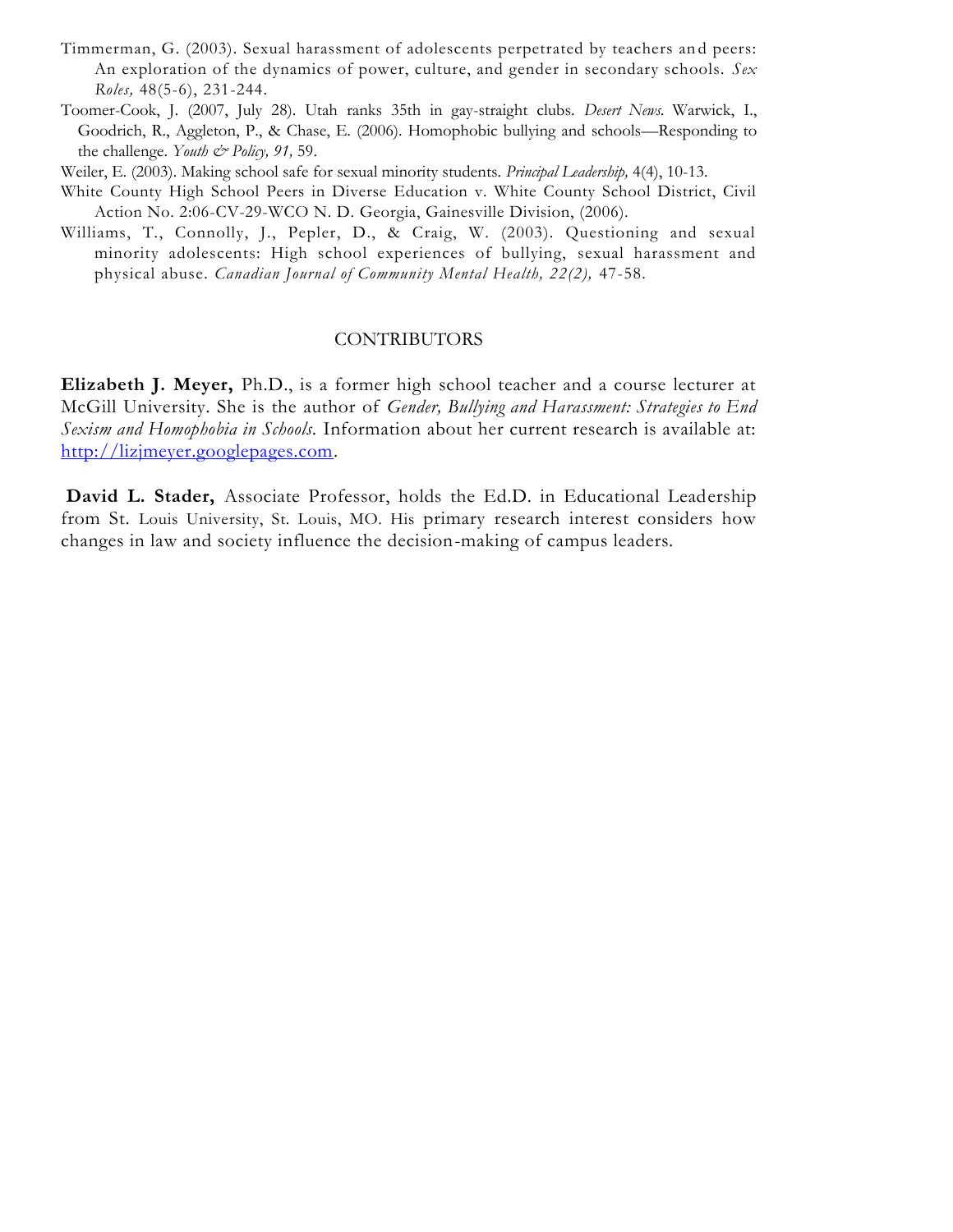Timmerman, G. (2003). Sexual harassment of adolescents perpetrated by teachers and peers: An exploration of the dynamics of power, culture, and gender in secondary schools. *Sex Roles,* 48(5-6), 231-244.

Toomer-Cook, J. (2007, July 28). Utah ranks 35th in gay-straight clubs. *Desert News.* Warwick, I., Goodrich, R., Aggleton, P., & Chase, E. (2006). Homophobic bullying and schools—Responding to the challenge. *Youth & Policy, 91,* 59.

Weiler, E. (2003). Making school safe for sexual minority students. *Principal Leadership,* 4(4), 10-13.

White County High School Peers in Diverse Education v. White County School District, Civil Action No. 2:06-CV-29-WCO N. D. Georgia, Gainesville Division, (2006).

Williams, T., Connolly, J., Pepler, D., & Craig, W. (2003). Questioning and sexual minority adolescents: High school experiences of bullying, sexual harassment and physical abuse. *Canadian Journal of Community Mental Health, 22(2),* 47-58.

## CONTRIBUTORS

**Elizabeth J. Meyer,** Ph.D., is a former high school teacher and a course lecturer at McGill University. She is the author of *Gender, Bullying and Harassment: Strategies to End Sexism and Homophobia in Schools.* Information about her current research is available at: http://lizjmeyer.googlepages.com.

**David L. Stader,** Associate Professor, holds the Ed.D. in Educational Leadership from St. Louis University, St. Louis, MO. His primary research interest considers how changes in law and society influence the decision-making of campus leaders.